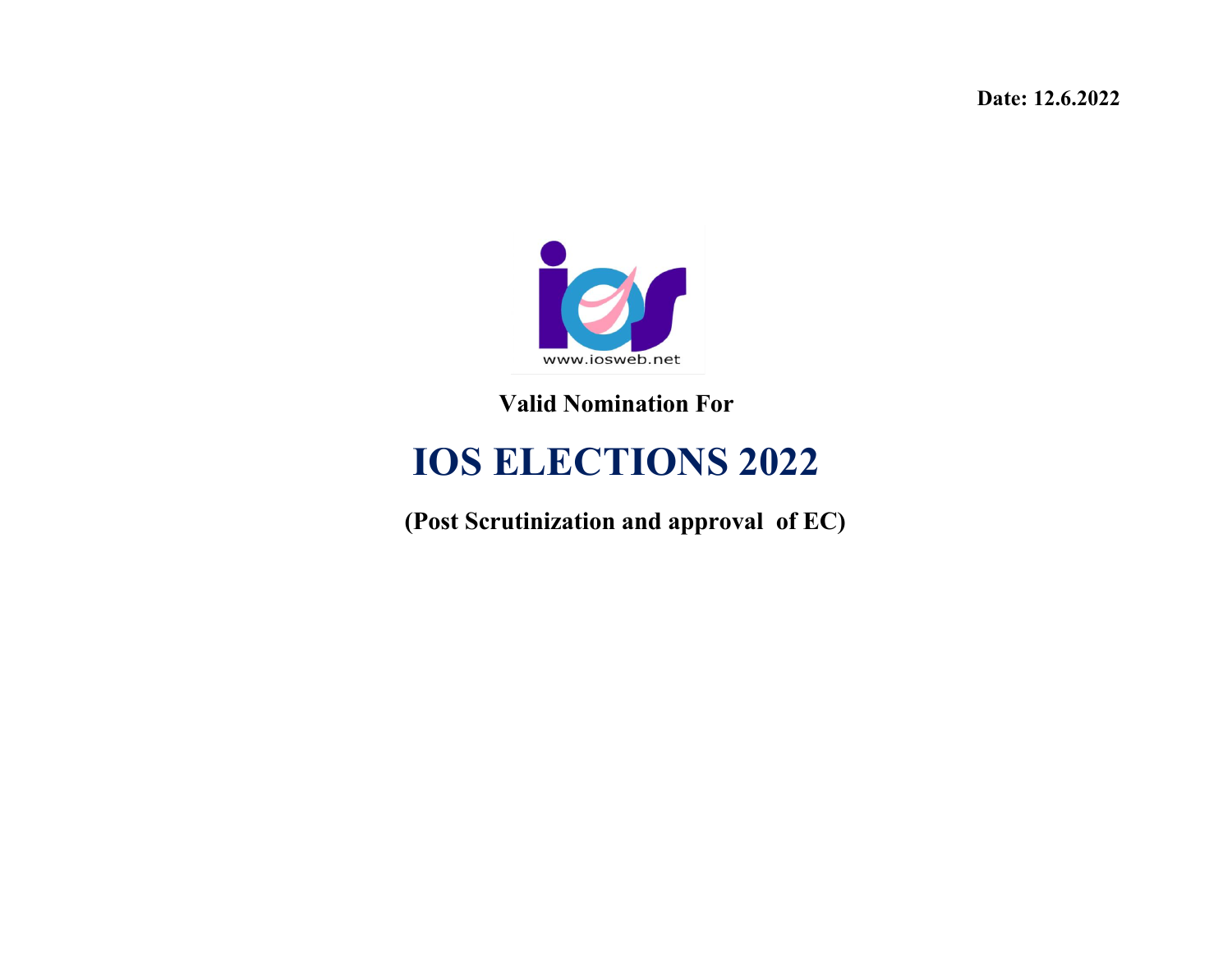**Date: 12.6.2022**

www.iosweb.net

**Valid Nomination For**

# IOS ELECTIONS 2022

**(Post Scrutinization and approval of EC)**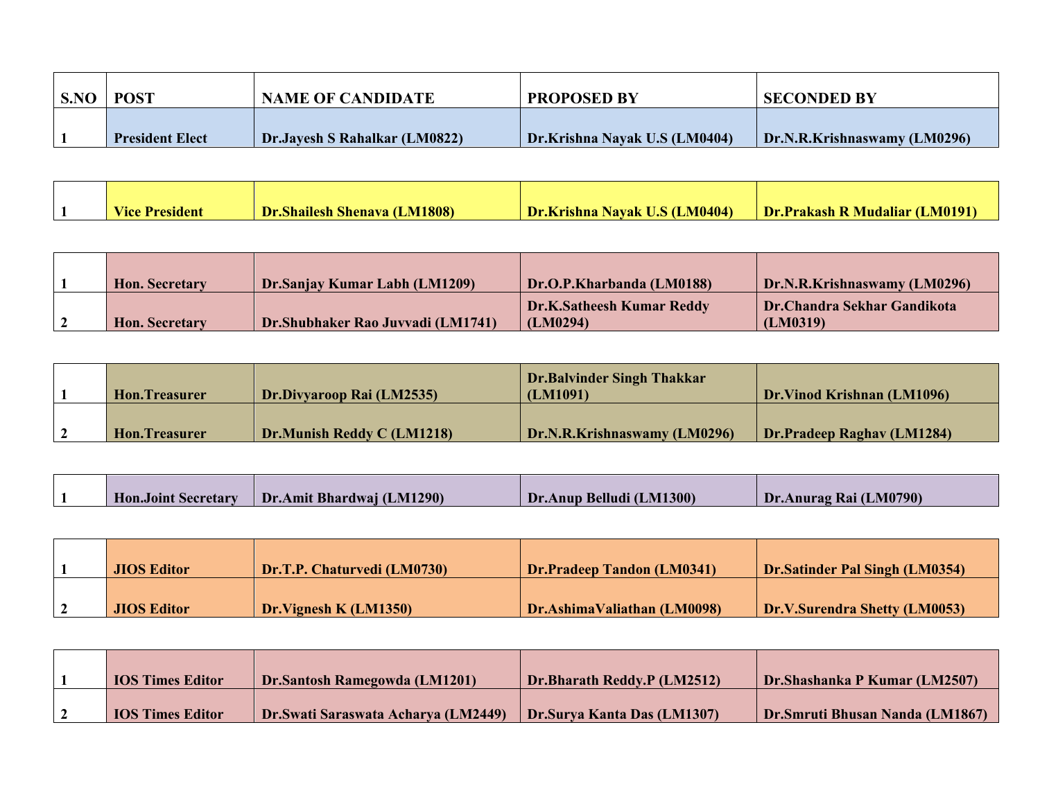| S.NO | POST | NAME OF CANDIDATE | PROPOSED BY | SECONDED BY |
|---|---|---|---|---|
| 1 | President Elect | Dr.Jayesh S Rahalkar (LM0822) | Dr.Krishna Nayak U.S (LM0404) | Dr.N.R.Krishnaswamy (LM0296) |

| | | | | |
|---|---|---|---|---|
| 1 | Vice President | Dr.Shailesh Shenava (LM1808) | Dr.Krishna Nayak U.S (LM0404) | Dr.Prakash R Mudaliar (LM0191) |

| | | | | |
|---|---|---|---|---|
| 1 | Hon. Secretary | Dr.Sanjay Kumar Labh (LM1209) | Dr.O.P.Kharbanda (LM0188) | Dr.N.R.Krishnaswamy (LM0296) |
| 2 | Hon. Secretary | Dr.Shubhaker Rao Juvvadi (LM1741) | Dr.K.Satheesh Kumar Reddy (LM0294) | Dr.Chandra Sekhar Gandikota (LM0319) |

| | | | | |
|---|---|---|---|---|
| 1 | Hon.Treasurer | Dr.Divyaroop Rai (LM2535) | Dr.Balvinder Singh Thakkar (LM1091) | Dr.Vinod Krishnan (LM1096) |
| 2 | Hon.Treasurer | Dr.Munish Reddy C (LM1218) | Dr.N.R.Krishnaswamy (LM0296) | Dr.Pradeep Raghav (LM1284) |

| | | | | |
|---|---|---|---|---|
| 1 | Hon.Joint Secretary | Dr.Amit Bhardwaj (LM1290) | Dr.Anup Belludi (LM1300) | Dr.Anurag Rai (LM0790) |

| | | | | |
|---|---|---|---|---|
| 1 | JIOS Editor | Dr.T.P. Chaturvedi (LM0730) | Dr.Pradeep Tandon (LM0341) | Dr.Satinder Pal Singh (LM0354) |
| 2 | JIOS Editor | Dr.Vignesh K (LM1350) | Dr.AshimaValiathan (LM0098) | Dr.V.Surendra Shetty (LM0053) |

| | | | | |
|---|---|---|---|---|
| 1 | IOS Times Editor | Dr.Santosh Ramegowda (LM1201) | Dr.Bharath Reddy.P (LM2512) | Dr.Shashanka P Kumar (LM2507) |
| 2 | IOS Times Editor | Dr.Swati Saraswata Acharya (LM2449) | Dr.Surya Kanta Das (LM1307) | Dr.Smruti Bhusan Nanda (LM1867) |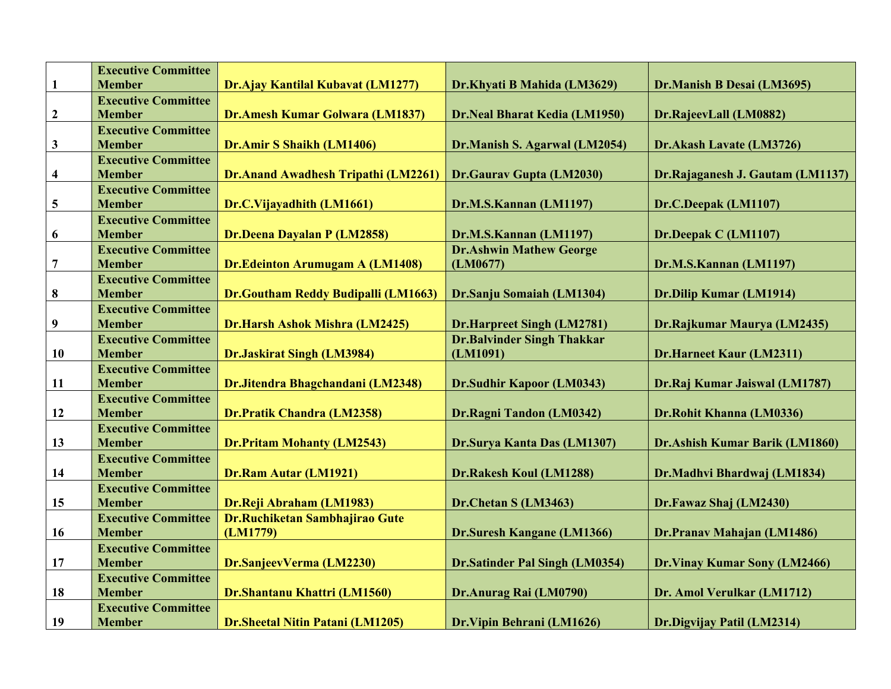| 1 | **Executive Committee Member** | **Dr.Ajay Kantilal Kubavat (LM1277)** | **Dr.Khyati B Mahida (LM3629)** | **Dr.Manish B Desai (LM3695)** |
|---|---|---|---|---|
| 2 | **Executive Committee Member** | **Dr.Amesh Kumar Golwara (LM1837)** | **Dr.Neal Bharat Kedia (LM1950)** | **Dr.RajeevLall (LM0882)** |
| 3 | **Executive Committee Member** | **Dr.Amir S Shaikh (LM1406)** | **Dr.Manish S. Agarwal (LM2054)** | **Dr.Akash Lavate (LM3726)** |
| 4 | **Executive Committee Member** | **Dr.Anand Awadhesh Tripathi (LM2261)** | **Dr.Gaurav Gupta (LM2030)** | **Dr.Rajaganesh J. Gautam (LM1137)** |
| 5 | **Executive Committee Member** | **Dr.C.Vijayadhith (LM1661)** | **Dr.M.S.Kannan (LM1197)** | **Dr.C.Deepak (LM1107)** |
| 6 | **Executive Committee Member** | **Dr.Deena Dayalan P (LM2858)** | **Dr.M.S.Kannan (LM1197)** | **Dr.Deepak C (LM1107)** |
| 7 | **Executive Committee Member** | **Dr.Edeinton Arumugam A (LM1408)** | **Dr.Ashwin Mathew George (LM0677)** | **Dr.M.S.Kannan (LM1197)** |
| 8 | **Executive Committee Member** | **Dr.Goutham Reddy Budipalli (LM1663)** | **Dr.Sanju Somaiah (LM1304)** | **Dr.Dilip Kumar (LM1914)** |
| 9 | **Executive Committee Member** | **Dr.Harsh Ashok Mishra (LM2425)** | **Dr.Harpreet Singh (LM2781)** | **Dr.Rajkumar Maurya (LM2435)** |
| 10 | **Executive Committee Member** | **Dr.Jaskirat Singh (LM3984)** | **Dr.Balvinder Singh Thakkar (LM1091)** | **Dr.Harneet Kaur (LM2311)** |
| 11 | **Executive Committee Member** | **Dr.Jitendra Bhagchandani (LM2348)** | **Dr.Sudhir Kapoor (LM0343)** | **Dr.Raj Kumar Jaiswal (LM1787)** |
| 12 | **Executive Committee Member** | **Dr.Pratik Chandra (LM2358)** | **Dr.Ragni Tandon (LM0342)** | **Dr.Rohit Khanna (LM0336)** |
| 13 | **Executive Committee Member** | **Dr.Pritam Mohanty (LM2543)** | **Dr.Surya Kanta Das (LM1307)** | **Dr.Ashish Kumar Barik (LM1860)** |
| 14 | **Executive Committee Member** | **Dr.Ram Autar (LM1921)** | **Dr.Rakesh Koul (LM1288)** | **Dr.Madhvi Bhardwaj (LM1834)** |
| 15 | **Executive Committee Member** | **Dr.Reji Abraham (LM1983)** | **Dr.Chetan S (LM3463)** | **Dr.Fawaz Shaj (LM2430)** |
| 16 | **Executive Committee Member** | **Dr.Ruchiketan Sambhajirao Gute (LM1779)** | **Dr.Suresh Kangane (LM1366)** | **Dr.Pranav Mahajan (LM1486)** |
| 17 | **Executive Committee Member** | **Dr.SanjeevVerma (LM2230)** | **Dr.Satinder Pal Singh (LM0354)** | **Dr.Vinay Kumar Sony (LM2466)** |
| 18 | **Executive Committee Member** | **Dr.Shantanu Khattri (LM1560)** | **Dr.Anurag Rai (LM0790)** | **Dr. Amol Verulkar (LM1712)** |
| 19 | **Executive Committee Member** | **Dr.Sheetal Nitin Patani (LM1205)** | **Dr.Vipin Behrani (LM1626)** | **Dr.Digvijay Patil (LM2314)** |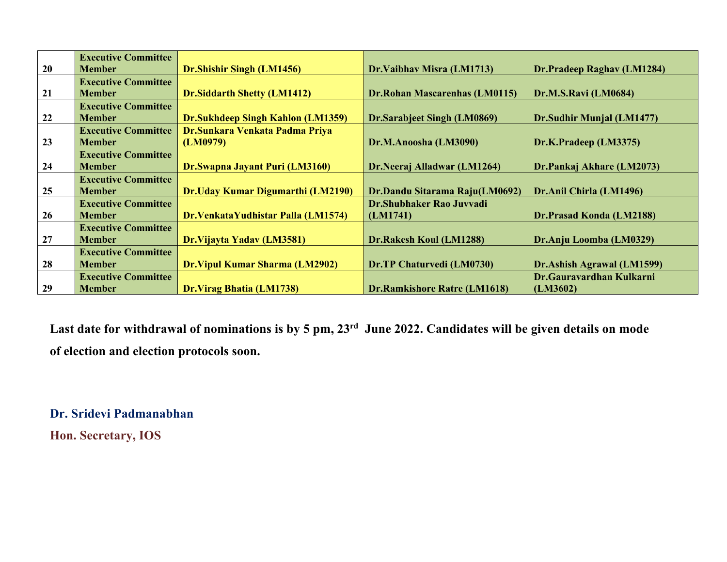| | | | | |
|---|---|---|---|---|
| **20** | **Executive Committee Member** | **Dr.Shishir Singh (LM1456)** | **Dr.Vaibhav Misra (LM1713)** | **Dr.Pradeep Raghav (LM1284)** |
| **21** | **Executive Committee Member** | **Dr.Siddarth Shetty (LM1412)** | **Dr.Rohan Mascarenhas (LM0115)** | **Dr.M.S.Ravi (LM0684)** |
| **22** | **Executive Committee Member** | **Dr.Sukhdeep Singh Kahlon (LM1359)** | **Dr.Sarabjeet Singh (LM0869)** | **Dr.Sudhir Munjal (LM1477)** |
| **23** | **Executive Committee Member** | **Dr.Sunkara Venkata Padma Priya (LM0979)** | **Dr.M.Anoosha (LM3090)** | **Dr.K.Pradeep (LM3375)** |
| **24** | **Executive Committee Member** | **Dr.Swapna Jayant Puri (LM3160)** | **Dr.Neeraj Alladwar (LM1264)** | **Dr.Pankaj Akhare (LM2073)** |
| **25** | **Executive Committee Member** | **Dr.Uday Kumar Digumarthi (LM2190)** | **Dr.Dandu Sitarama Raju(LM0692)** | **Dr.Anil Chirla (LM1496)** |
| **26** | **Executive Committee Member** | **Dr.VenkataYudhistar Palla (LM1574)** | **Dr.Shubhaker Rao Juvvadi (LM1741)** | **Dr.Prasad Konda (LM2188)** |
| **27** | **Executive Committee Member** | **Dr.Vijayta Yadav (LM3581)** | **Dr.Rakesh Koul (LM1288)** | **Dr.Anju Loomba (LM0329)** |
| **28** | **Executive Committee Member** | **Dr.Vipul Kumar Sharma (LM2902)** | **Dr.TP Chaturvedi (LM0730)** | **Dr.Ashish Agrawal (LM1599)** |
| **29** | **Executive Committee Member** | **Dr.Virag Bhatia (LM1738)** | **Dr.Ramkishore Ratre (LM1618)** | **Dr.Gauravardhan Kulkarni (LM3602)** |

**Last date for withdrawal of nominations is by 5 pm, 23rd June 2022. Candidates will be given details on mode of election and election protocols soon.**

**Dr. Sridevi Padmanabhan**

**Hon. Secretary, IOS**